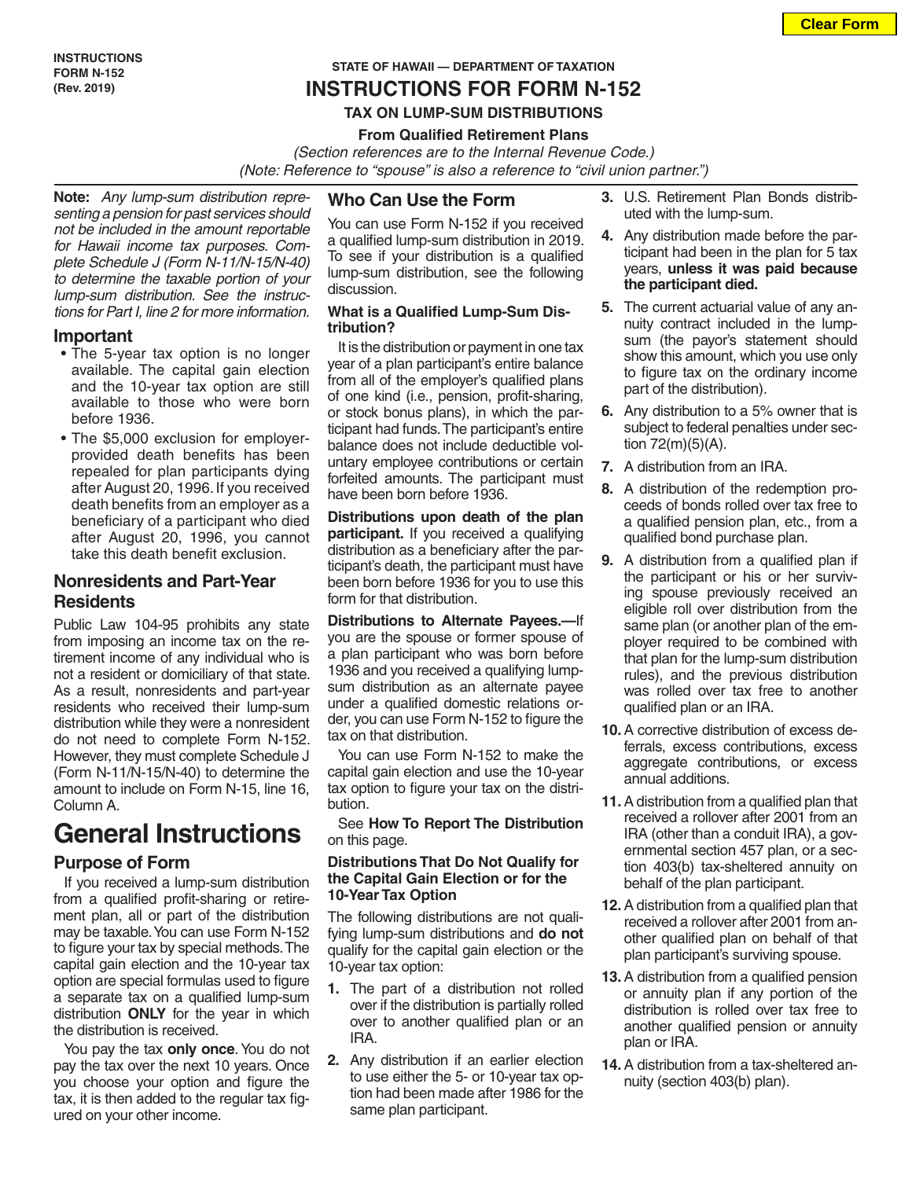INSTRUCTIONS
FORM N-152
(Rev. 2019)

STATE OF HAWAII — DEPARTMENT OF TAXATION

# INSTRUCTIONS FOR FORM N-152

## TAX ON LUMP-SUM DISTRIBUTIONS

### From Qualified Retirement Plans

*(Section references are to the Internal Revenue Code.)*

*(Note: Reference to "spouse" is also a reference to "civil union partner.")*

**Note:** *Any lump-sum distribution representing a pension for past services should not be included in the amount reportable for Hawaii income tax purposes. Complete Schedule J (Form N-11/N-15/N-40) to determine the taxable portion of your lump-sum distribution. See the instructions for Part I, line 2 for more information.*

### Important

- The 5-year tax option is no longer available. The capital gain election and the 10-year tax option are still available to those who were born before 1936.
- The $5,000 exclusion for employer-provided death benefits has been repealed for plan participants dying after August 20, 1996. If you received death benefits from an employer as a beneficiary of a participant who died after August 20, 1996, you cannot take this death benefit exclusion.

### Nonresidents and Part-Year Residents

Public Law 104-95 prohibits any state from imposing an income tax on the retirement income of any individual who is not a resident or domiciliary of that state. As a result, nonresidents and part-year residents who received their lump-sum distribution while they were a nonresident do not need to complete Form N-152. However, they must complete Schedule J (Form N-11/N-15/N-40) to determine the amount to include on Form N-15, line 16, Column A.

# General Instructions

## Purpose of Form

If you received a lump-sum distribution from a qualified profit-sharing or retirement plan, all or part of the distribution may be taxable. You can use Form N-152 to figure your tax by special methods. The capital gain election and the 10-year tax option are special formulas used to figure a separate tax on a qualified lump-sum distribution **ONLY** for the year in which the distribution is received.

You pay the tax **only once**. You do not pay the tax over the next 10 years. Once you choose your option and figure the tax, it is then added to the regular tax figured on your other income.

## Who Can Use the Form

You can use Form N-152 if you received a qualified lump-sum distribution in 2019. To see if your distribution is a qualified lump-sum distribution, see the following discussion.

### What is a Qualified Lump-Sum Distribution?

It is the distribution or payment in one tax year of a plan participant's entire balance from all of the employer's qualified plans of one kind (i.e., pension, profit-sharing, or stock bonus plans), in which the participant had funds. The participant's entire balance does not include deductible voluntary employee contributions or certain forfeited amounts. The participant must have been born before 1936.

**Distributions upon death of the plan participant.** If you received a qualifying distribution as a beneficiary after the participant's death, the participant must have been born before 1936 for you to use this form for that distribution.

**Distributions to Alternate Payees.—**If you are the spouse or former spouse of a plan participant who was born before 1936 and you received a qualifying lump-sum distribution as an alternate payee under a qualified domestic relations order, you can use Form N-152 to figure the tax on that distribution.

You can use Form N-152 to make the capital gain election and use the 10-year tax option to figure your tax on the distribution.

See **How To Report The Distribution** on this page.

### Distributions That Do Not Qualify for the Capital Gain Election or for the 10-Year Tax Option

The following distributions are not qualifying lump-sum distributions and **do not** qualify for the capital gain election or the 10-year tax option:

1. The part of a distribution not rolled over if the distribution is partially rolled over to another qualified plan or an IRA.
2. Any distribution if an earlier election to use either the 5- or 10-year tax option had been made after 1986 for the same plan participant.
3. U.S. Retirement Plan Bonds distributed with the lump-sum.
4. Any distribution made before the participant had been in the plan for 5 tax years, **unless it was paid because the participant died.**
5. The current actuarial value of any annuity contract included in the lump-sum (the payor's statement should show this amount, which you use only to figure tax on the ordinary income part of the distribution).
6. Any distribution to a 5% owner that is subject to federal penalties under section 72(m)(5)(A).
7. A distribution from an IRA.
8. A distribution of the redemption proceeds of bonds rolled over tax free to a qualified pension plan, etc., from a qualified bond purchase plan.
9. A distribution from a qualified plan if the participant or his or her surviving spouse previously received an eligible roll over distribution from the same plan (or another plan of the employer required to be combined with that plan for the lump-sum distribution rules), and the previous distribution was rolled over tax free to another qualified plan or an IRA.
10. A corrective distribution of excess deferrals, excess contributions, excess aggregate contributions, or excess annual additions.
11. A distribution from a qualified plan that received a rollover after 2001 from an IRA (other than a conduit IRA), a governmental section 457 plan, or a section 403(b) tax-sheltered annuity on behalf of the plan participant.
12. A distribution from a qualified plan that received a rollover after 2001 from another qualified plan on behalf of that plan participant's surviving spouse.
13. A distribution from a qualified pension or annuity plan if any portion of the distribution is rolled over tax free to another qualified pension or annuity plan or IRA.
14. A distribution from a tax-sheltered annuity (section 403(b) plan).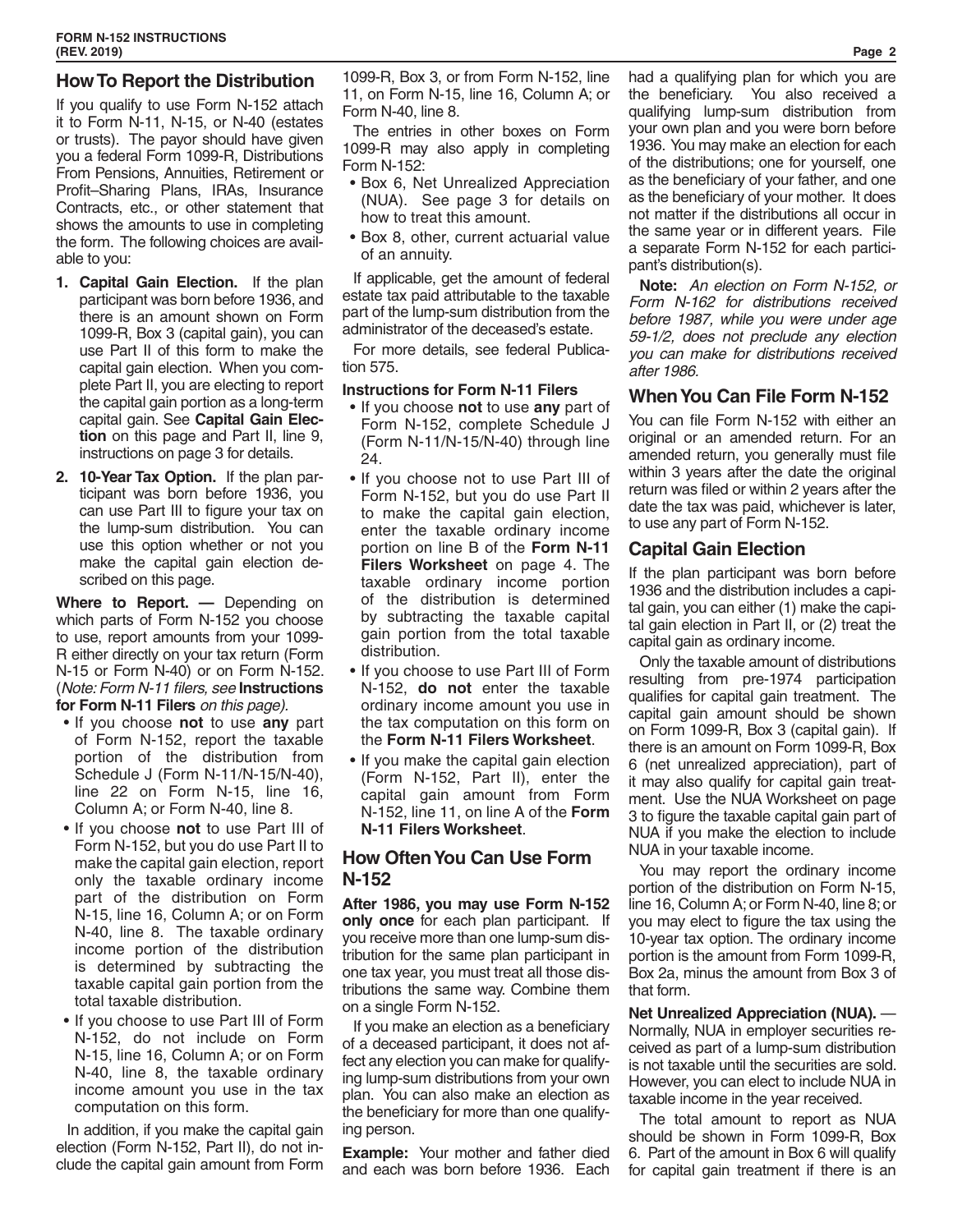## How To Report the Distribution

If you qualify to use Form N-152 attach it to Form N-11, N-15, or N-40 (estates or trusts). The payor should have given you a federal Form 1099-R, Distributions From Pensions, Annuities, Retirement or Profit–Sharing Plans, IRAs, Insurance Contracts, etc., or other statement that shows the amounts to use in completing the form. The following choices are available to you:

1. **Capital Gain Election.** If the plan participant was born before 1936, and there is an amount shown on Form 1099-R, Box 3 (capital gain), you can use Part II of this form to make the capital gain election. When you complete Part II, you are electing to report the capital gain portion as a long-term capital gain. See **Capital Gain Election** on this page and Part II, line 9, instructions on page 3 for details.
2. **10-Year Tax Option.** If the plan participant was born before 1936, you can use Part III to figure your tax on the lump-sum distribution. You can use this option whether or not you make the capital gain election described on this page.

**Where to Report. —** Depending on which parts of Form N-152 you choose to use, report amounts from your 1099-R either directly on your tax return (Form N-15 or Form N-40) or on Form N-152. (*Note: Form N-11 filers, see* **Instructions for Form N-11 Filers** *on this page).*

- If you choose **not** to use **any** part of Form N-152, report the taxable portion of the distribution from Schedule J (Form N-11/N-15/N-40), line 22 on Form N-15, line 16, Column A; or Form N-40, line 8.
- If you choose **not** to use Part III of Form N-152, but you do use Part II to make the capital gain election, report only the taxable ordinary income part of the distribution on Form N-15, line 16, Column A; or on Form N-40, line 8. The taxable ordinary income portion of the distribution is determined by subtracting the taxable capital gain portion from the total taxable distribution.
- If you choose to use Part III of Form N-152, do not include on Form N-15, line 16, Column A; or on Form N-40, line 8, the taxable ordinary income amount you use in the tax computation on this form.

In addition, if you make the capital gain election (Form N-152, Part II), do not include the capital gain amount from Form 1099-R, Box 3, or from Form N-152, line 11, on Form N-15, line 16, Column A; or Form N-40, line 8.

The entries in other boxes on Form 1099-R may also apply in completing Form N-152:

- Box 6, Net Unrealized Appreciation (NUA). See page 3 for details on how to treat this amount.
- Box 8, other, current actuarial value of an annuity.

If applicable, get the amount of federal estate tax paid attributable to the taxable part of the lump-sum distribution from the administrator of the deceased's estate.

For more details, see federal Publication 575.

**Instructions for Form N-11 Filers**

- If you choose **not** to use **any** part of Form N-152, complete Schedule J (Form N-11/N-15/N-40) through line 24.
- If you choose not to use Part III of Form N-152, but you do use Part II to make the capital gain election, enter the taxable ordinary income portion on line B of the **Form N-11 Filers Worksheet** on page 4. The taxable ordinary income portion of the distribution is determined by subtracting the taxable capital gain portion from the total taxable distribution.
- If you choose to use Part III of Form N-152, **do not** enter the taxable ordinary income amount you use in the tax computation on this form on the **Form N-11 Filers Worksheet**.
- If you make the capital gain election (Form N-152, Part II), enter the capital gain amount from Form N-152, line 11, on line A of the **Form N-11 Filers Worksheet**.

## How Often You Can Use Form N-152

**After 1986, you may use Form N-152 only once** for each plan participant. If you receive more than one lump-sum distribution for the same plan participant in one tax year, you must treat all those distributions the same way. Combine them on a single Form N-152.

If you make an election as a beneficiary of a deceased participant, it does not affect any election you can make for qualifying lump-sum distributions from your own plan. You can also make an election as the beneficiary for more than one qualifying person.

**Example:** Your mother and father died and each was born before 1936. Each had a qualifying plan for which you are the beneficiary. You also received a qualifying lump-sum distribution from your own plan and you were born before 1936. You may make an election for each of the distributions; one for yourself, one as the beneficiary of your father, and one as the beneficiary of your mother. It does not matter if the distributions all occur in the same year or in different years. File a separate Form N-152 for each participant's distribution(s).

**Note:** *An election on Form N-152, or Form N-162 for distributions received before 1987, while you were under age 59-1/2, does not preclude any election you can make for distributions received after 1986.*

## When You Can File Form N-152

You can file Form N-152 with either an original or an amended return. For an amended return, you generally must file within 3 years after the date the original return was filed or within 2 years after the date the tax was paid, whichever is later, to use any part of Form N-152.

## Capital Gain Election

If the plan participant was born before 1936 and the distribution includes a capital gain, you can either (1) make the capital gain election in Part II, or (2) treat the capital gain as ordinary income.

Only the taxable amount of distributions resulting from pre-1974 participation qualifies for capital gain treatment. The capital gain amount should be shown on Form 1099-R, Box 3 (capital gain). If there is an amount on Form 1099-R, Box 6 (net unrealized appreciation), part of it may also qualify for capital gain treatment. Use the NUA Worksheet on page 3 to figure the taxable capital gain part of NUA if you make the election to include NUA in your taxable income.

You may report the ordinary income portion of the distribution on Form N-15, line 16, Column A; or Form N-40, line 8; or you may elect to figure the tax using the 10-year tax option. The ordinary income portion is the amount from Form 1099-R, Box 2a, minus the amount from Box 3 of that form.

**Net Unrealized Appreciation (NUA).** — Normally, NUA in employer securities received as part of a lump-sum distribution is not taxable until the securities are sold. However, you can elect to include NUA in taxable income in the year received.

The total amount to report as NUA should be shown in Form 1099-R, Box 6. Part of the amount in Box 6 will qualify for capital gain treatment if there is an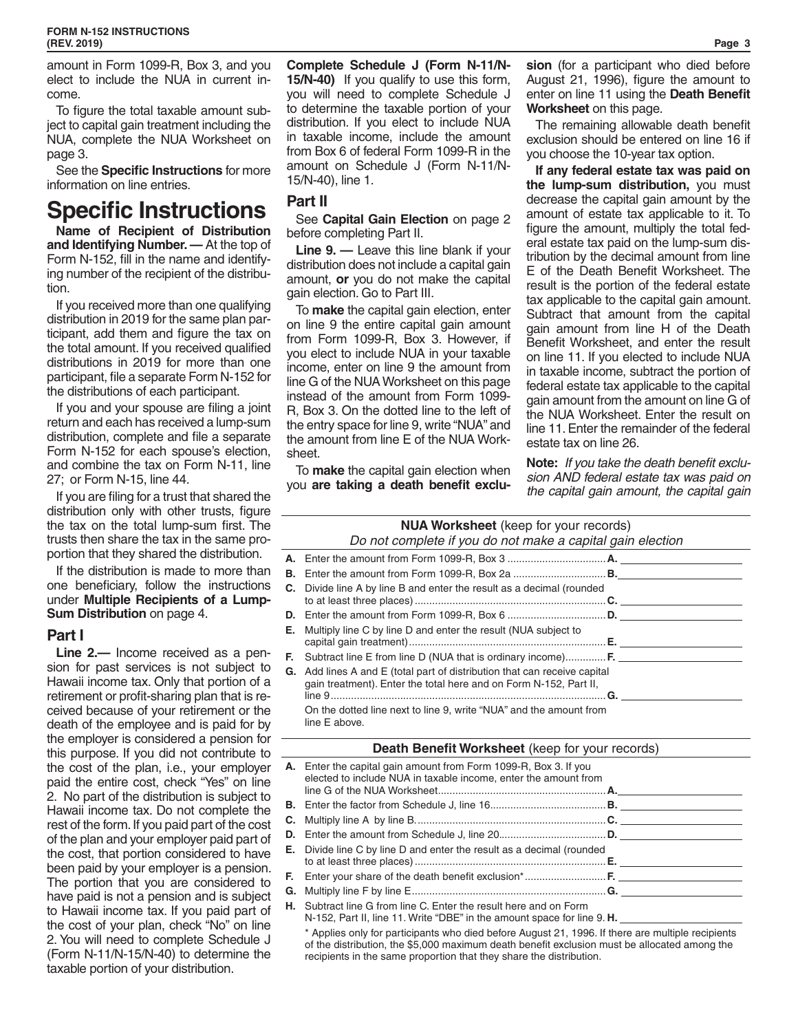amount in Form 1099-R, Box 3, and you elect to include the NUA in current income.

To figure the total taxable amount subject to capital gain treatment including the NUA, complete the NUA Worksheet on page 3.

See the **Specific Instructions** for more information on line entries.

# Specific Instructions

**Name of Recipient of Distribution and Identifying Number. —** At the top of Form N-152, fill in the name and identifying number of the recipient of the distribution.

If you received more than one qualifying distribution in 2019 for the same plan participant, add them and figure the tax on the total amount. If you received qualified distributions in 2019 for more than one participant, file a separate Form N-152 for the distributions of each participant.

If you and your spouse are filing a joint return and each has received a lump-sum distribution, complete and file a separate Form N-152 for each spouse's election, and combine the tax on Form N-11, line 27; or Form N-15, line 44.

If you are filing for a trust that shared the distribution only with other trusts, figure the tax on the total lump-sum first. The trusts then share the tax in the same proportion that they shared the distribution.

If the distribution is made to more than one beneficiary, follow the instructions under **Multiple Recipients of a Lump-Sum Distribution** on page 4.

## Part I

**Line 2.—** Income received as a pension for past services is not subject to Hawaii income tax. Only that portion of a retirement or profit-sharing plan that is received because of your retirement or the death of the employee and is paid for by the employer is considered a pension for this purpose. If you did not contribute to the cost of the plan, i.e., your employer paid the entire cost, check "Yes" on line 2. No part of the distribution is subject to Hawaii income tax. Do not complete the rest of the form. If you paid part of the cost of the plan and your employer paid part of the cost, that portion considered to have been paid by your employer is a pension. The portion that you are considered to have paid is not a pension and is subject to Hawaii income tax. If you paid part of the cost of your plan, check "No" on line 2. You will need to complete Schedule J (Form N-11/N-15/N-40) to determine the taxable portion of your distribution.

**Complete Schedule J (Form N-11/N-15/N-40)** If you qualify to use this form, you will need to complete Schedule J to determine the taxable portion of your distribution. If you elect to include NUA in taxable income, include the amount from Box 6 of federal Form 1099-R in the amount on Schedule J (Form N-11/N-15/N-40), line 1.

## Part II

See **Capital Gain Election** on page 2 before completing Part II.

**Line 9. —** Leave this line blank if your distribution does not include a capital gain amount, **or** you do not make the capital gain election. Go to Part III.

To **make** the capital gain election, enter on line 9 the entire capital gain amount from Form 1099-R, Box 3. However, if you elect to include NUA in your taxable income, enter on line 9 the amount from line G of the NUA Worksheet on this page instead of the amount from Form 1099-R, Box 3. On the dotted line to the left of the entry space for line 9, write "NUA" and the amount from line E of the NUA Worksheet.

To **make** the capital gain election when you **are taking a death benefit exclusion** (for a participant who died before August 21, 1996), figure the amount to enter on line 11 using the **Death Benefit Worksheet** on this page.

The remaining allowable death benefit exclusion should be entered on line 16 if you choose the 10-year tax option.

**If any federal estate tax was paid on the lump-sum distribution,** you must decrease the capital gain amount by the amount of estate tax applicable to it. To figure the amount, multiply the total federal estate tax paid on the lump-sum distribution by the decimal amount from line E of the Death Benefit Worksheet. The result is the portion of the federal estate tax applicable to the capital gain amount. Subtract that amount from the capital gain amount from line H of the Death Benefit Worksheet, and enter the result on line 11. If you elected to include NUA in taxable income, subtract the portion of federal estate tax applicable to the capital gain amount from the amount on line G of the NUA Worksheet. Enter the result on line 11. Enter the remainder of the federal estate tax on line 26.

**Note:** *If you take the death benefit exclusion AND federal estate tax was paid on the capital gain amount, the capital gain*

### NUA Worksheet (keep for your records)

*Do not complete if you do not make a capital gain election*

| | | | |
|---|---|---|---|
| **A.** | Enter the amount from Form 1099-R, Box 3 | **A.** | |
| **B.** | Enter the amount from Form 1099-R, Box 2a | **B.** | |
| **C.** | Divide line A by line B and enter the result as a decimal (rounded to at least three places) | **C.** | |
| **D.** | Enter the amount from Form 1099-R, Box 6 | **D.** | |
| **E.** | Multiply line C by line D and enter the result (NUA subject to capital gain treatment) | **E.** | |
| **F.** | Subtract line E from line D (NUA that is ordinary income) | **F.** | |
| **G.** | Add lines A and E (total part of distribution that can receive capital gain treatment). Enter the total here and on Form N-152, Part II, line 9 | **G.** | |
| | On the dotted line next to line 9, write "NUA" and the amount from line E above. | | |

### Death Benefit Worksheet (keep for your records)

| | | | |
|---|---|---|---|
| **A.** | Enter the capital gain amount from Form 1099-R, Box 3. If you elected to include NUA in taxable income, enter the amount from line G of the NUA Worksheet | **A.** | |
| **B.** | Enter the factor from Schedule J, line 16 | **B.** | |
| **C.** | Multiply line A by line B | **C.** | |
| **D.** | Enter the amount from Schedule J, line 20 | **D.** | |
| **E.** | Divide line C by line D and enter the result as a decimal (rounded to at least three places) | **E.** | |
| **F.** | Enter your share of the death benefit exclusion* | **F.** | |
| **G.** | Multiply line F by line E | **G.** | |
| **H.** | Subtract line G from line C. Enter the result here and on Form N-152, Part II, line 11. Write "DBE" in the amount space for line 9. | **H.** | |

\* Applies only for participants who died before August 21, 1996. If there are multiple recipients of the distribution, the $5,000 maximum death benefit exclusion must be allocated among the recipients in the same proportion that they share the distribution.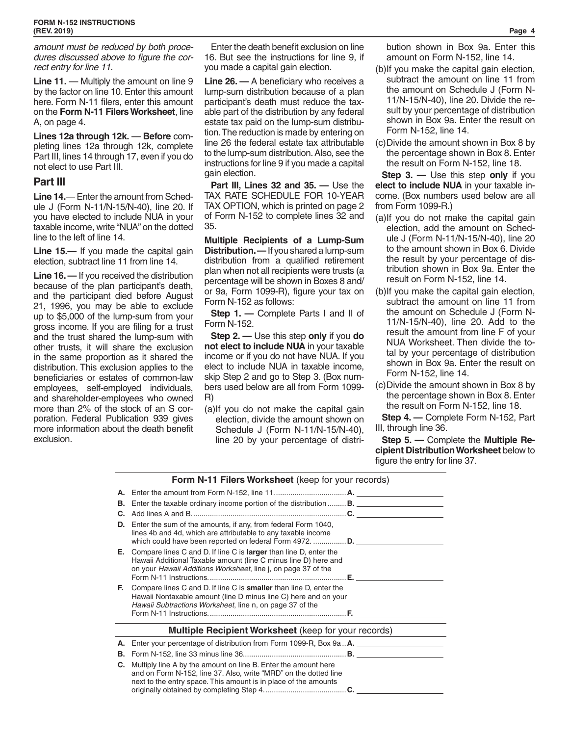*amount must be reduced by both procedures discussed above to figure the correct entry for line 11.*

**Line 11.** — Multiply the amount on line 9 by the factor on line 10. Enter this amount here. Form N-11 filers, enter this amount on the **Form N-11 Filers Worksheet**, line A, on page 4.

**Lines 12a through 12k.** — **Before** completing lines 12a through 12k, complete Part III, lines 14 through 17, even if you do not elect to use Part III.

## Part III

**Line 14.**— Enter the amount from Schedule J (Form N-11/N-15/N-40), line 20. If you have elected to include NUA in your taxable income, write "NUA" on the dotted line to the left of line 14.

**Line 15.—** If you made the capital gain election, subtract line 11 from line 14.

**Line 16. —** If you received the distribution because of the plan participant's death, and the participant died before August 21, 1996, you may be able to exclude up to $5,000 of the lump-sum from your gross income. If you are filing for a trust and the trust shared the lump-sum with other trusts, it will share the exclusion in the same proportion as it shared the distribution. This exclusion applies to the beneficiaries or estates of common-law employees, self-employed individuals, and shareholder-employees who owned more than 2% of the stock of an S corporation. Federal Publication 939 gives more information about the death benefit exclusion.

Enter the death benefit exclusion on line 16. But see the instructions for line 9, if you made a capital gain election.

**Line 26. —** A beneficiary who receives a lump-sum distribution because of a plan participant's death must reduce the taxable part of the distribution by any federal estate tax paid on the lump-sum distribution. The reduction is made by entering on line 26 the federal estate tax attributable to the lump-sum distribution. Also, see the instructions for line 9 if you made a capital gain election.

**Part III, Lines 32 and 35. —** Use the TAX RATE SCHEDULE FOR 10-YEAR TAX OPTION, which is printed on page 2 of Form N-152 to complete lines 32 and 35.

**Multiple Recipients of a Lump-Sum Distribution. —** If you shared a lump-sum distribution from a qualified retirement plan when not all recipients were trusts (a percentage will be shown in Boxes 8 and/or 9a, Form 1099-R), figure your tax on Form N-152 as follows:

**Step 1. —** Complete Parts I and II of Form N-152.

**Step 2. —** Use this step **only** if you **do not elect to include NUA** in your taxable income or if you do not have NUA. If you elect to include NUA in taxable income, skip Step 2 and go to Step 3. (Box numbers used below are all from Form 1099-R)

(a) If you do not make the capital gain election, divide the amount shown on Schedule J (Form N-11/N-15/N-40), line 20 by your percentage of distribution shown in Box 9a. Enter this amount on Form N-152, line 14.

(b) If you make the capital gain election, subtract the amount on line 11 from the amount on Schedule J (Form N-11/N-15/N-40), line 20. Divide the result by your percentage of distribution shown in Box 9a. Enter the result on Form N-152, line 14.

(c) Divide the amount shown in Box 8 by the percentage shown in Box 8. Enter the result on Form N-152, line 18.

**Step 3. —** Use this step **only** if you **elect to include NUA** in your taxable income. (Box numbers used below are all from Form 1099-R.)

(a) If you do not make the capital gain election, add the amount on Schedule J (Form N-11/N-15/N-40), line 20 to the amount shown in Box 6. Divide the result by your percentage of distribution shown in Box 9a. Enter the result on Form N-152, line 14.

(b) If you make the capital gain election, subtract the amount on line 11 from the amount on Schedule J (Form N-11/N-15/N-40), line 20. Add to the result the amount from line F of your NUA Worksheet. Then divide the total by your percentage of distribution shown in Box 9a. Enter the result on Form N-152, line 14.

(c) Divide the amount shown in Box 8 by the percentage shown in Box 8. Enter the result on Form N-152, line 18.

**Step 4. —** Complete Form N-152, Part III, through line 36.

**Step 5. —** Complete the **Multiple Recipient Distribution Worksheet** below to figure the entry for line 37.

### Form N-11 Filers Worksheet (keep for your records)

| | | | |
|---|---|---|---|
| **A.** | Enter the amount from Form N-152, line 11 | **A.** | |
| **B.** | Enter the taxable ordinary income portion of the distribution | **B.** | |
| **C.** | Add lines A and B | **C.** | |
| **D.** | Enter the sum of the amounts, if any, from federal Form 1040, lines 4b and 4d, which are attributable to any taxable income which could have been reported on federal Form 4972. | **D.** | |
| **E.** | Compare lines C and D. If line C is **larger** than line D, enter the Hawaii Additional Taxable amount (line C minus line D) here and on your *Hawaii Additions Worksheet*, line j, on page 37 of the Form N-11 Instructions. | **E.** | |
| **F.** | Compare lines C and D. If line C is **smaller** than line D, enter the Hawaii Nontaxable amount (line D minus line C) here and on your *Hawaii Subtractions Worksheet*, line n, on page 37 of the Form N-11 Instructions. | **F.** | |

### Multiple Recipient Worksheet (keep for your records)

| | | | |
|---|---|---|---|
| **A.** | Enter your percentage of distribution from Form 1099-R, Box 9a | **A.** | |
| **B.** | Form N-152, line 33 minus line 36 | **B.** | |
| **C.** | Multiply line A by the amount on line B. Enter the amount here and on Form N-152, line 37. Also, write "MRD" on the dotted line next to the entry space. This amount is in place of the amounts originally obtained by completing Step 4. | **C.** | |